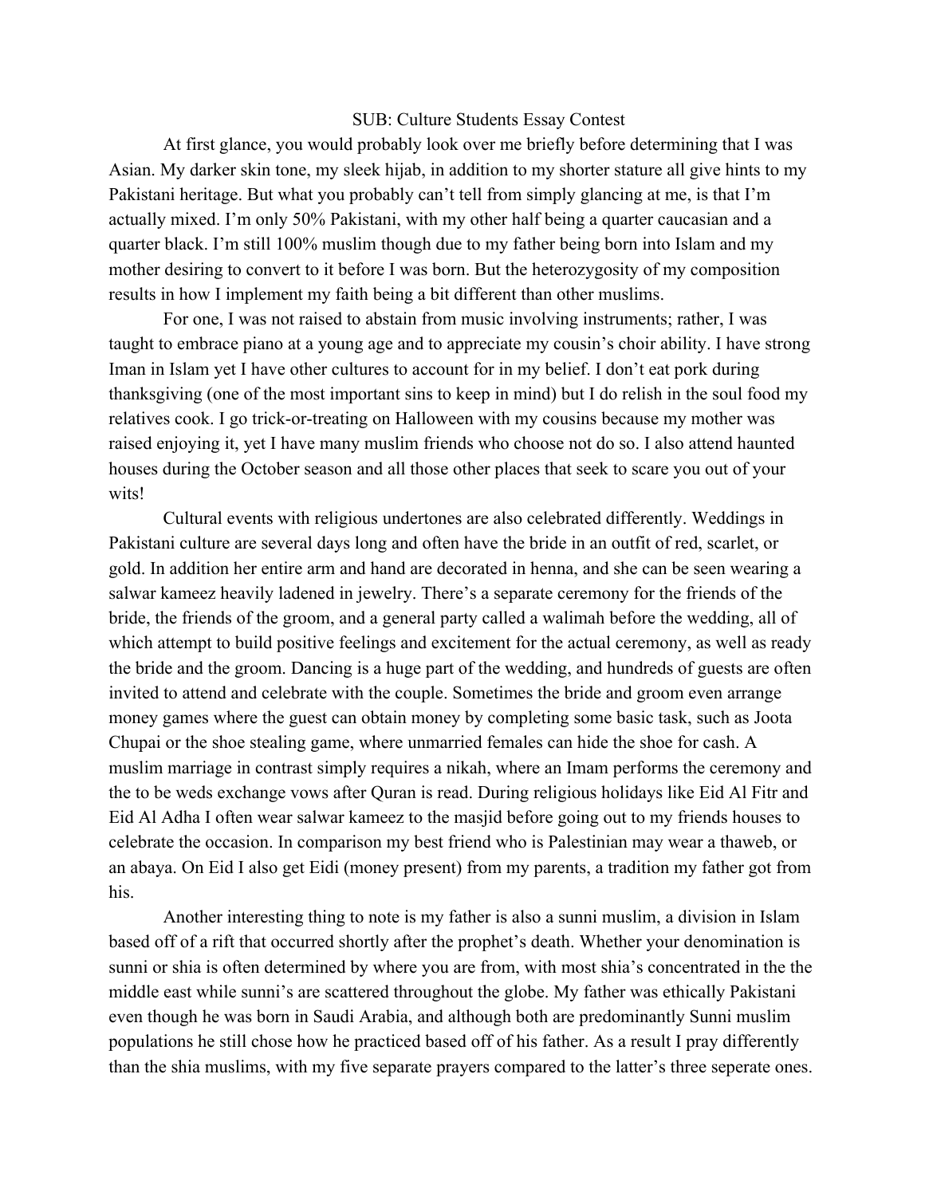SUB: Culture Students Essay Contest

At first glance, you would probably look over me briefly before determining that I was Asian. My darker skin tone, my sleek hijab, in addition to my shorter stature all give hints to my Pakistani heritage. But what you probably can't tell from simply glancing at me, is that I'm actually mixed. I'm only 50% Pakistani, with my other half being a quarter caucasian and a quarter black. I'm still 100% muslim though due to my father being born into Islam and my mother desiring to convert to it before I was born. But the heterozygosity of my composition results in how I implement my faith being a bit different than other muslims.

For one, I was not raised to abstain from music involving instruments; rather, I was taught to embrace piano at a young age and to appreciate my cousin's choir ability. I have strong Iman in Islam yet I have other cultures to account for in my belief. I don't eat pork during thanksgiving (one of the most important sins to keep in mind) but I do relish in the soul food my relatives cook. I go trick-or-treating on Halloween with my cousins because my mother was raised enjoying it, yet I have many muslim friends who choose not do so. I also attend haunted houses during the October season and all those other places that seek to scare you out of your wits!

Cultural events with religious undertones are also celebrated differently. Weddings in Pakistani culture are several days long and often have the bride in an outfit of red, scarlet, or gold. In addition her entire arm and hand are decorated in henna, and she can be seen wearing a salwar kameez heavily ladened in jewelry. There's a separate ceremony for the friends of the bride, the friends of the groom, and a general party called a walimah before the wedding, all of which attempt to build positive feelings and excitement for the actual ceremony, as well as ready the bride and the groom. Dancing is a huge part of the wedding, and hundreds of guests are often invited to attend and celebrate with the couple. Sometimes the bride and groom even arrange money games where the guest can obtain money by completing some basic task, such as Joota Chupai or the shoe stealing game, where unmarried females can hide the shoe for cash. A muslim marriage in contrast simply requires a nikah, where an Imam performs the ceremony and the to be weds exchange vows after Quran is read. During religious holidays like Eid Al Fitr and Eid Al Adha I often wear salwar kameez to the masjid before going out to my friends houses to celebrate the occasion. In comparison my best friend who is Palestinian may wear a thaweb, or an abaya. On Eid I also get Eidi (money present) from my parents, a tradition my father got from his.

Another interesting thing to note is my father is also a sunni muslim, a division in Islam based off of a rift that occurred shortly after the prophet's death. Whether your denomination is sunni or shia is often determined by where you are from, with most shia's concentrated in the the middle east while sunni's are scattered throughout the globe. My father was ethically Pakistani even though he was born in Saudi Arabia, and although both are predominantly Sunni muslim populations he still chose how he practiced based off of his father. As a result I pray differently than the shia muslims, with my five separate prayers compared to the latter's three seperate ones.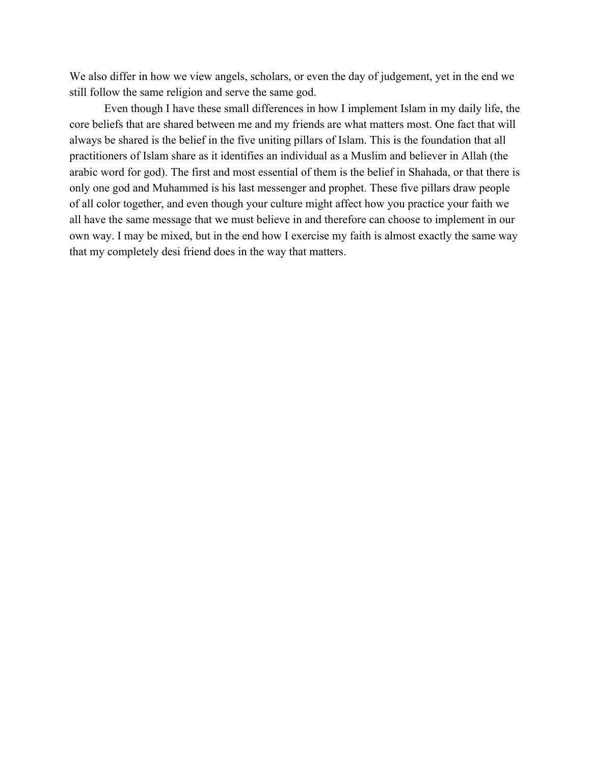We also differ in how we view angels, scholars, or even the day of judgement, yet in the end we still follow the same religion and serve the same god.

Even though I have these small differences in how I implement Islam in my daily life, the core beliefs that are shared between me and my friends are what matters most. One fact that will always be shared is the belief in the five uniting pillars of Islam. This is the foundation that all practitioners of Islam share as it identifies an individual as a Muslim and believer in Allah (the arabic word for god). The first and most essential of them is the belief in Shahada, or that there is only one god and Muhammed is his last messenger and prophet. These five pillars draw people of all color together, and even though your culture might affect how you practice your faith we all have the same message that we must believe in and therefore can choose to implement in our own way. I may be mixed, but in the end how I exercise my faith is almost exactly the same way that my completely desi friend does in the way that matters.